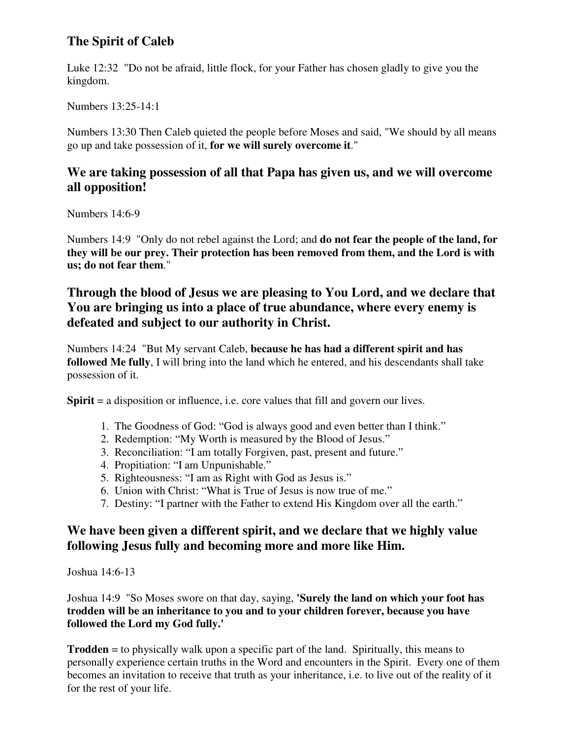## The Spirit of Caleb

Luke 12:32 "Do not be afraid, little flock, for your Father has chosen gladly to give you the kingdom.

Numbers 13:25-14:1

Numbers 13:30 Then Caleb quieted the people before Moses and said, "We should by all means go up and take possession of it, **for we will surely overcome it**."

### We are taking possession of all that Papa has given us, and we will overcome all opposition!

Numbers 14:6-9

Numbers 14:9 "Only do not rebel against the Lord; and **do not fear the people of the land, for they will be our prey. Their protection has been removed from them, and the Lord is with us; do not fear them**."

### Through the blood of Jesus we are pleasing to You Lord, and we declare that You are bringing us into a place of true abundance, where every enemy is defeated and subject to our authority in Christ.

Numbers 14:24 "But My servant Caleb, **because he has had a different spirit and has followed Me fully**, I will bring into the land which he entered, and his descendants shall take possession of it.

**Spirit** = a disposition or influence, i.e. core values that fill and govern our lives.

1. The Goodness of God: "God is always good and even better than I think."
2. Redemption: "My Worth is measured by the Blood of Jesus."
3. Reconciliation: "I am totally Forgiven, past, present and future."
4. Propitiation: "I am Unpunishable."
5. Righteousness: "I am as Right with God as Jesus is."
6. Union with Christ: "What is True of Jesus is now true of me."
7. Destiny: "I partner with the Father to extend His Kingdom over all the earth."

### We have been given a different spirit, and we declare that we highly value following Jesus fully and becoming more and more like Him.

Joshua 14:6-13

Joshua 14:9 "So Moses swore on that day, saying, **'Surely the land on which your foot has trodden will be an inheritance to you and to your children forever, because you have followed the Lord my God fully.'**

**Trodden** = to physically walk upon a specific part of the land. Spiritually, this means to personally experience certain truths in the Word and encounters in the Spirit. Every one of them becomes an invitation to receive that truth as your inheritance, i.e. to live out of the reality of it for the rest of your life.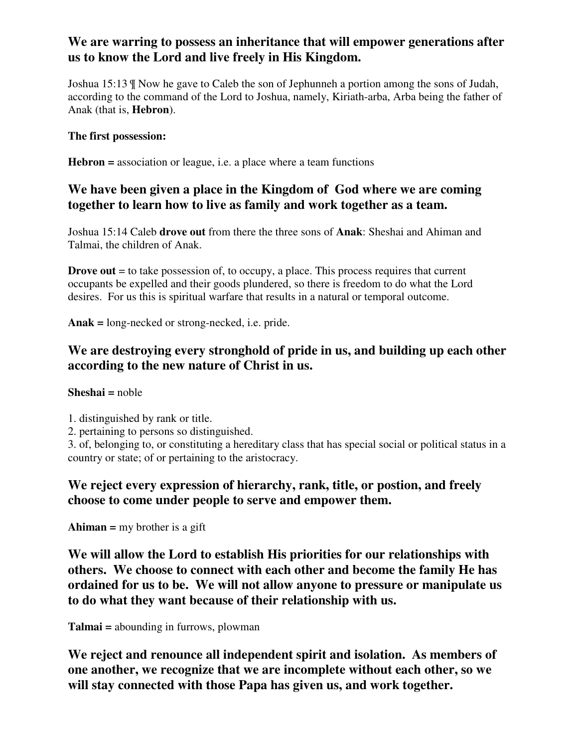### We are warring to possess an inheritance that will empower generations after us to know the Lord and live freely in His Kingdom.

Joshua 15:13 ¶ Now he gave to Caleb the son of Jephunneh a portion among the sons of Judah, according to the command of the Lord to Joshua, namely, Kiriath-arba, Arba being the father of Anak (that is, **Hebron**).

**The first possession:**

**Hebron =** association or league, i.e. a place where a team functions

### We have been given a place in the Kingdom of God where we are coming together to learn how to live as family and work together as a team.

Joshua 15:14 Caleb **drove out** from there the three sons of **Anak**: Sheshai and Ahiman and Talmai, the children of Anak.

**Drove out** = to take possession of, to occupy, a place. This process requires that current occupants be expelled and their goods plundered, so there is freedom to do what the Lord desires. For us this is spiritual warfare that results in a natural or temporal outcome.

**Anak =** long-necked or strong-necked, i.e. pride.

### We are destroying every stronghold of pride in us, and building up each other according to the new nature of Christ in us.

**Sheshai =** noble

1. distinguished by rank or title.
2. pertaining to persons so distinguished.
3. of, belonging to, or constituting a hereditary class that has special social or political status in a country or state; of or pertaining to the aristocracy.

### We reject every expression of hierarchy, rank, title, or postion, and freely choose to come under people to serve and empower them.

**Ahiman =** my brother is a gift

### We will allow the Lord to establish His priorities for our relationships with others. We choose to connect with each other and become the family He has ordained for us to be. We will not allow anyone to pressure or manipulate us to do what they want because of their relationship with us.

**Talmai =** abounding in furrows, plowman

### We reject and renounce all independent spirit and isolation. As members of one another, we recognize that we are incomplete without each other, so we will stay connected with those Papa has given us, and work together.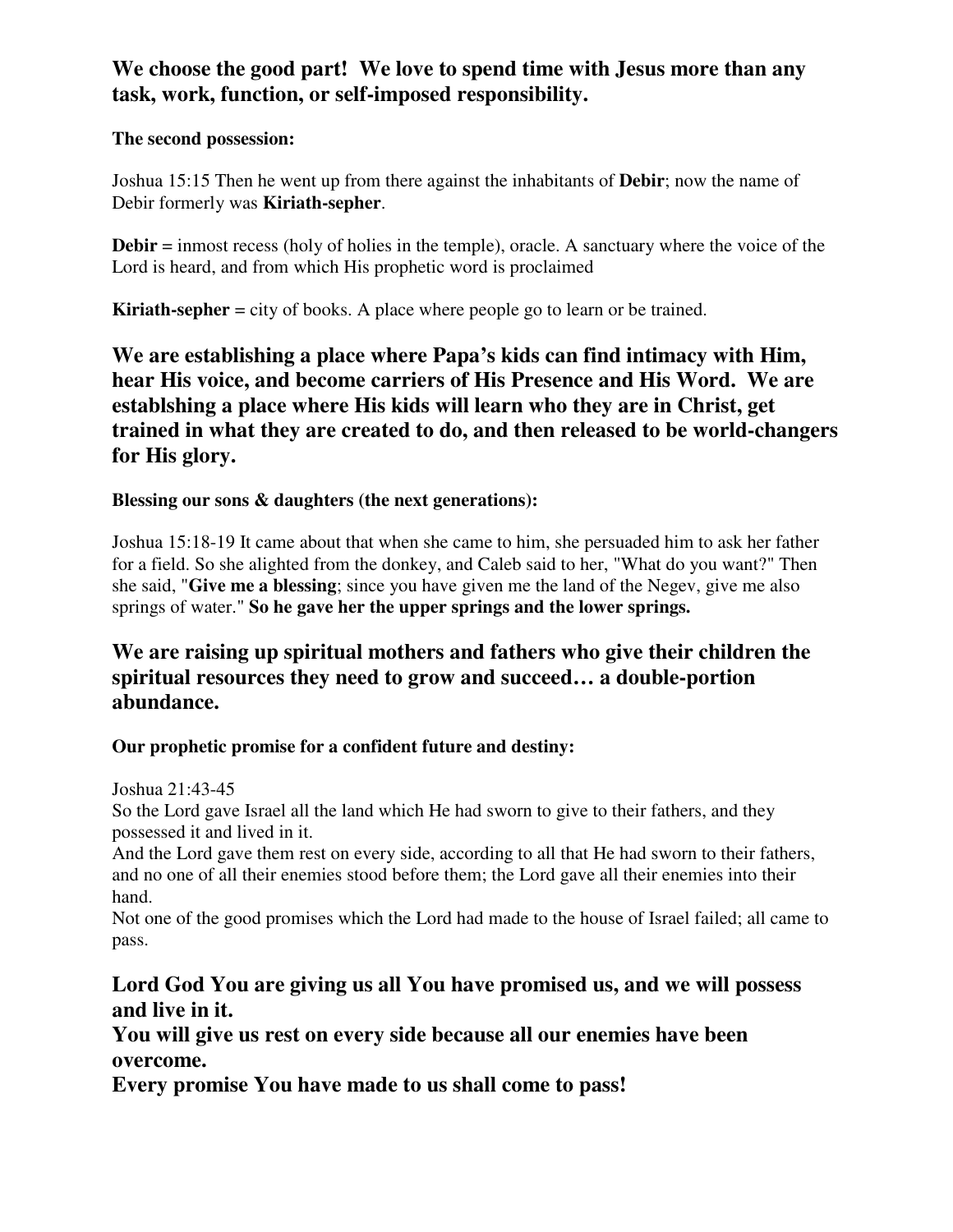**We choose the good part! We love to spend time with Jesus more than any task, work, function, or self-imposed responsibility.**

**The second possession:**

Joshua 15:15 Then he went up from there against the inhabitants of **Debir**; now the name of Debir formerly was **Kiriath-sepher**.

**Debir** = inmost recess (holy of holies in the temple), oracle. A sanctuary where the voice of the Lord is heard, and from which His prophetic word is proclaimed

**Kiriath-sepher** = city of books. A place where people go to learn or be trained.

**We are establishing a place where Papa's kids can find intimacy with Him, hear His voice, and become carriers of His Presence and His Word. We are establshing a place where His kids will learn who they are in Christ, get trained in what they are created to do, and then released to be world-changers for His glory.**

**Blessing our sons & daughters (the next generations):**

Joshua 15:18-19 It came about that when she came to him, she persuaded him to ask her father for a field. So she alighted from the donkey, and Caleb said to her, "What do you want?" Then she said, "**Give me a blessing**; since you have given me the land of the Negev, give me also springs of water." **So he gave her the upper springs and the lower springs.**

**We are raising up spiritual mothers and fathers who give their children the spiritual resources they need to grow and succeed… a double-portion abundance.**

**Our prophetic promise for a confident future and destiny:**

Joshua 21:43-45

So the Lord gave Israel all the land which He had sworn to give to their fathers, and they possessed it and lived in it.

And the Lord gave them rest on every side, according to all that He had sworn to their fathers, and no one of all their enemies stood before them; the Lord gave all their enemies into their hand.

Not one of the good promises which the Lord had made to the house of Israel failed; all came to pass.

**Lord God You are giving us all You have promised us, and we will possess and live in it.**

**You will give us rest on every side because all our enemies have been overcome.**

**Every promise You have made to us shall come to pass!**